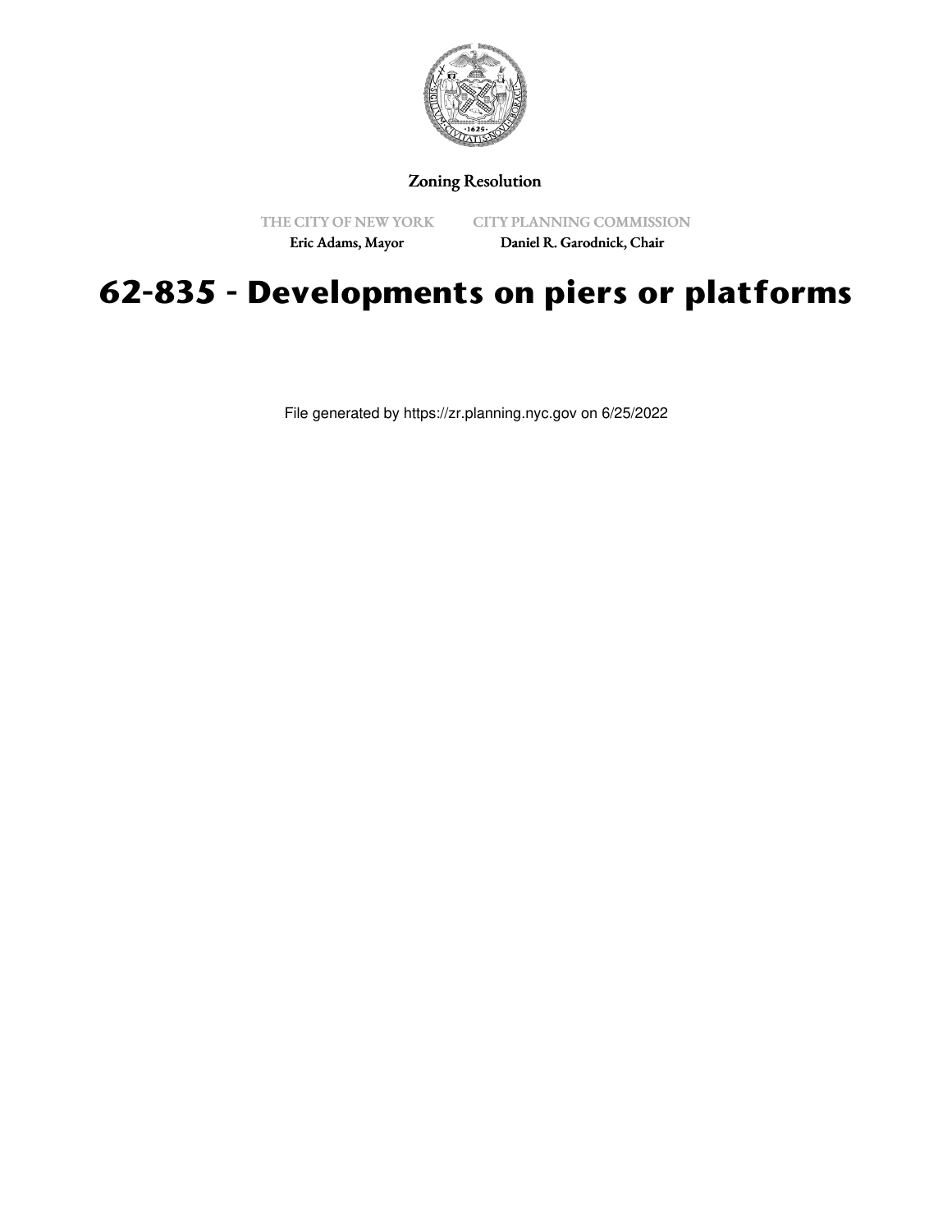Zoning Resolution

THE CITY OF NEW YORK
Eric Adams, Mayor

CITY PLANNING COMMISSION
Daniel R. Garodnick, Chair

# 62-835 - Developments on piers or platforms

File generated by https://zr.planning.nyc.gov on 6/25/2022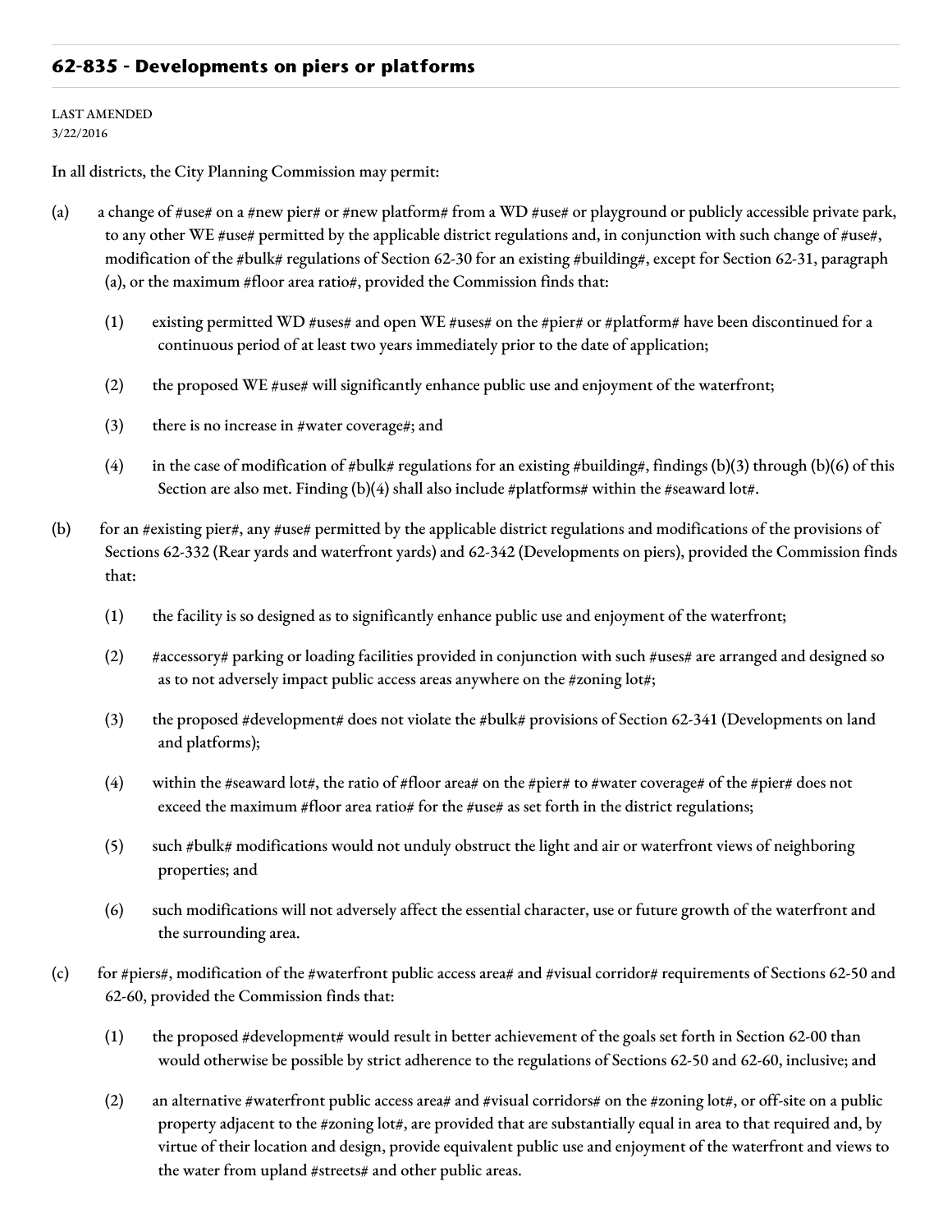## 62-835 - Developments on piers or platforms

LAST AMENDED
3/22/2016

In all districts, the City Planning Commission may permit:

(a) a change of #use# on a #new pier# or #new platform# from a WD #use# or playground or publicly accessible private park, to any other WE #use# permitted by the applicable district regulations and, in conjunction with such change of #use#, modification of the #bulk# regulations of Section 62-30 for an existing #building#, except for Section 62-31, paragraph (a), or the maximum #floor area ratio#, provided the Commission finds that:

  (1) existing permitted WD #uses# and open WE #uses# on the #pier# or #platform# have been discontinued for a continuous period of at least two years immediately prior to the date of application;

  (2) the proposed WE #use# will significantly enhance public use and enjoyment of the waterfront;

  (3) there is no increase in #water coverage#; and

  (4) in the case of modification of #bulk# regulations for an existing #building#, findings (b)(3) through (b)(6) of this Section are also met. Finding (b)(4) shall also include #platforms# within the #seaward lot#.

(b) for an #existing pier#, any #use# permitted by the applicable district regulations and modifications of the provisions of Sections 62-332 (Rear yards and waterfront yards) and 62-342 (Developments on piers), provided the Commission finds that:

  (1) the facility is so designed as to significantly enhance public use and enjoyment of the waterfront;

  (2) #accessory# parking or loading facilities provided in conjunction with such #uses# are arranged and designed so as to not adversely impact public access areas anywhere on the #zoning lot#;

  (3) the proposed #development# does not violate the #bulk# provisions of Section 62-341 (Developments on land and platforms);

  (4) within the #seaward lot#, the ratio of #floor area# on the #pier# to #water coverage# of the #pier# does not exceed the maximum #floor area ratio# for the #use# as set forth in the district regulations;

  (5) such #bulk# modifications would not unduly obstruct the light and air or waterfront views of neighboring properties; and

  (6) such modifications will not adversely affect the essential character, use or future growth of the waterfront and the surrounding area.

(c) for #piers#, modification of the #waterfront public access area# and #visual corridor# requirements of Sections 62-50 and 62-60, provided the Commission finds that:

  (1) the proposed #development# would result in better achievement of the goals set forth in Section 62-00 than would otherwise be possible by strict adherence to the regulations of Sections 62-50 and 62-60, inclusive; and

  (2) an alternative #waterfront public access area# and #visual corridors# on the #zoning lot#, or off-site on a public property adjacent to the #zoning lot#, are provided that are substantially equal in area to that required and, by virtue of their location and design, provide equivalent public use and enjoyment of the waterfront and views to the water from upland #streets# and other public areas.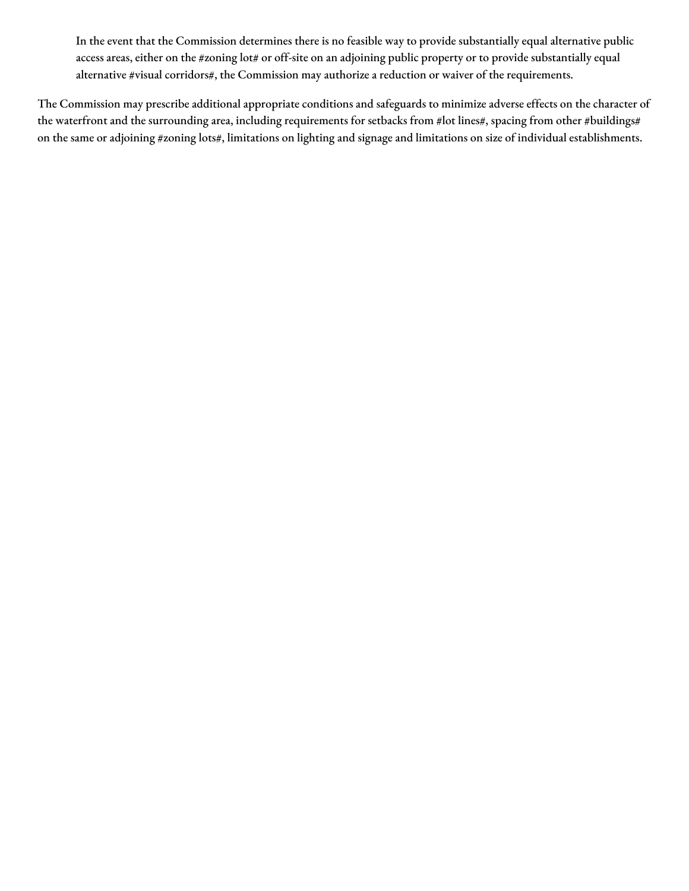In the event that the Commission determines there is no feasible way to provide substantially equal alternative public access areas, either on the #zoning lot# or off-site on an adjoining public property or to provide substantially equal alternative #visual corridors#, the Commission may authorize a reduction or waiver of the requirements.

The Commission may prescribe additional appropriate conditions and safeguards to minimize adverse effects on the character of the waterfront and the surrounding area, including requirements for setbacks from #lot lines#, spacing from other #buildings# on the same or adjoining #zoning lots#, limitations on lighting and signage and limitations on size of individual establishments.